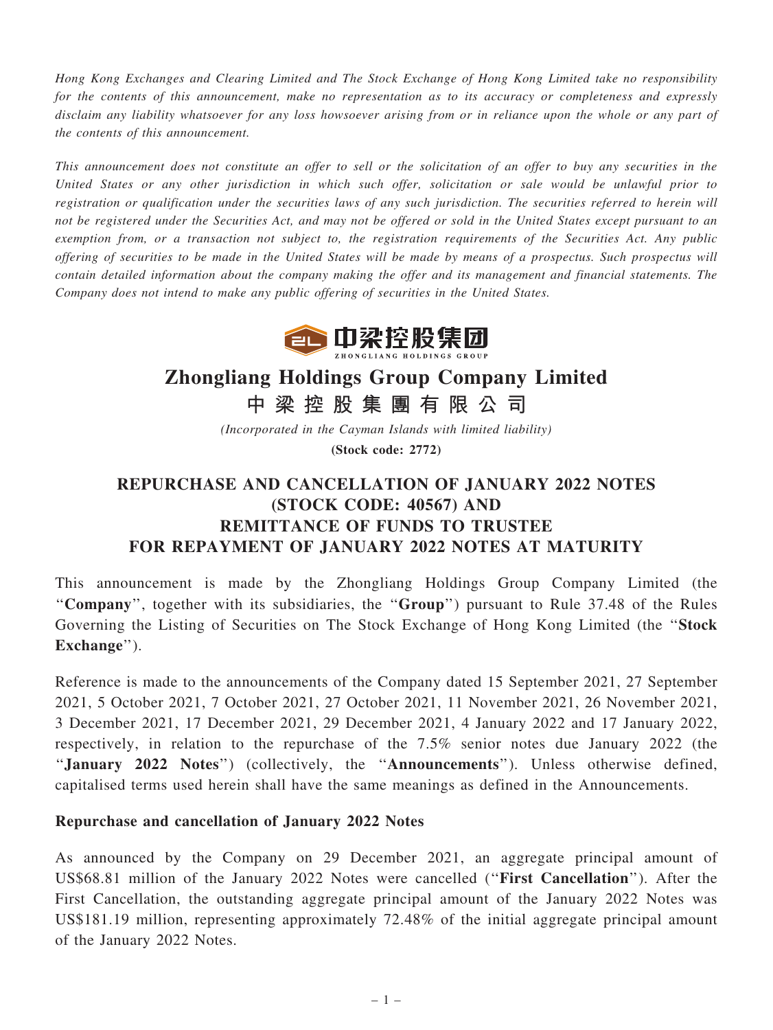*Hong Kong Exchanges and Clearing Limited and The Stock Exchange of Hong Kong Limited take no responsibility for the contents of this announcement, make no representation as to its accuracy or completeness and expressly disclaim any liability whatsoever for any loss howsoever arising from or in reliance upon the whole or any part of the contents of this announcement.*

*This announcement does not constitute an offer to sell or the solicitation of an offer to buy any securities in the United States or any other jurisdiction in which such offer, solicitation or sale would be unlawful prior to registration or qualification under the securities laws of any such jurisdiction. The securities referred to herein will not be registered under the Securities Act, and may not be offered or sold in the United States except pursuant to an exemption from, or a transaction not subject to, the registration requirements of the Securities Act. Any public offering of securities to be made in the United States will be made by means of a prospectus. Such prospectus will contain detailed information about the company making the offer and its management and financial statements. The Company does not intend to make any public offering of securities in the United States.*

# Zhongliang Holdings Group Company Limited
# 中 梁 控 股 集 團 有 限 公 司

*(Incorporated in the Cayman Islands with limited liability)*

**(Stock code: 2772)**

## REPURCHASE AND CANCELLATION OF JANUARY 2022 NOTES (STOCK CODE: 40567) AND REMITTANCE OF FUNDS TO TRUSTEE FOR REPAYMENT OF JANUARY 2022 NOTES AT MATURITY

This announcement is made by the Zhongliang Holdings Group Company Limited (the "**Company**", together with its subsidiaries, the "**Group**") pursuant to Rule 37.48 of the Rules Governing the Listing of Securities on The Stock Exchange of Hong Kong Limited (the "**Stock Exchange**").

Reference is made to the announcements of the Company dated 15 September 2021, 27 September 2021, 5 October 2021, 7 October 2021, 27 October 2021, 11 November 2021, 26 November 2021, 3 December 2021, 17 December 2021, 29 December 2021, 4 January 2022 and 17 January 2022, respectively, in relation to the repurchase of the 7.5% senior notes due January 2022 (the "**January 2022 Notes**") (collectively, the "**Announcements**"). Unless otherwise defined, capitalised terms used herein shall have the same meanings as defined in the Announcements.

### Repurchase and cancellation of January 2022 Notes

As announced by the Company on 29 December 2021, an aggregate principal amount of US$68.81 million of the January 2022 Notes were cancelled ("**First Cancellation**"). After the First Cancellation, the outstanding aggregate principal amount of the January 2022 Notes was US$181.19 million, representing approximately 72.48% of the initial aggregate principal amount of the January 2022 Notes.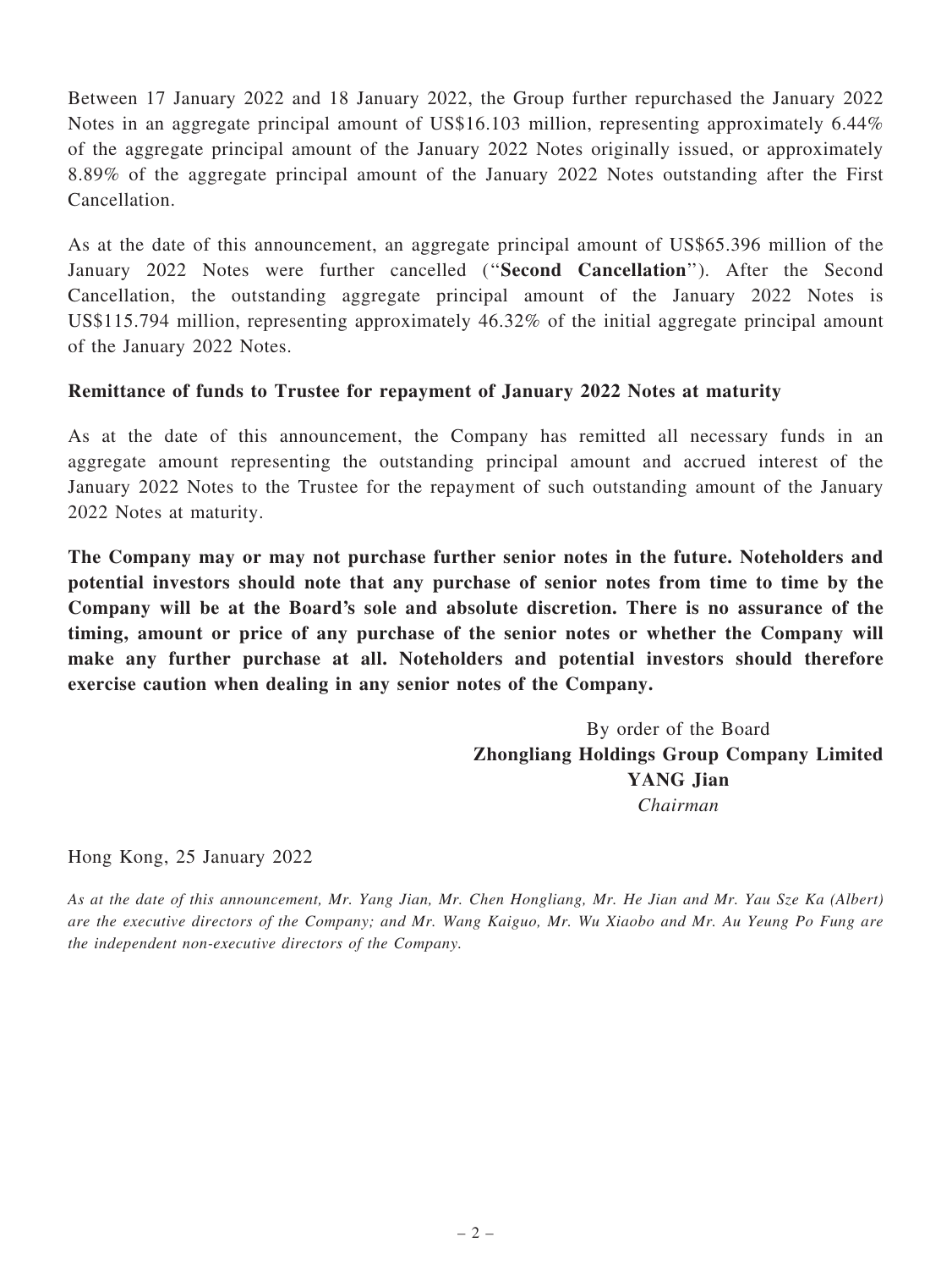Between 17 January 2022 and 18 January 2022, the Group further repurchased the January 2022 Notes in an aggregate principal amount of US$16.103 million, representing approximately 6.44% of the aggregate principal amount of the January 2022 Notes originally issued, or approximately 8.89% of the aggregate principal amount of the January 2022 Notes outstanding after the First Cancellation.

As at the date of this announcement, an aggregate principal amount of US$65.396 million of the January 2022 Notes were further cancelled ("**Second Cancellation**"). After the Second Cancellation, the outstanding aggregate principal amount of the January 2022 Notes is US$115.794 million, representing approximately 46.32% of the initial aggregate principal amount of the January 2022 Notes.

**Remittance of funds to Trustee for repayment of January 2022 Notes at maturity**

As at the date of this announcement, the Company has remitted all necessary funds in an aggregate amount representing the outstanding principal amount and accrued interest of the January 2022 Notes to the Trustee for the repayment of such outstanding amount of the January 2022 Notes at maturity.

**The Company may or may not purchase further senior notes in the future. Noteholders and potential investors should note that any purchase of senior notes from time to time by the Company will be at the Board's sole and absolute discretion. There is no assurance of the timing, amount or price of any purchase of the senior notes or whether the Company will make any further purchase at all. Noteholders and potential investors should therefore exercise caution when dealing in any senior notes of the Company.**

By order of the Board
**Zhongliang Holdings Group Company Limited**
**YANG Jian**
*Chairman*

Hong Kong, 25 January 2022

*As at the date of this announcement, Mr. Yang Jian, Mr. Chen Hongliang, Mr. He Jian and Mr. Yau Sze Ka (Albert) are the executive directors of the Company; and Mr. Wang Kaiguo, Mr. Wu Xiaobo and Mr. Au Yeung Po Fung are the independent non-executive directors of the Company.*